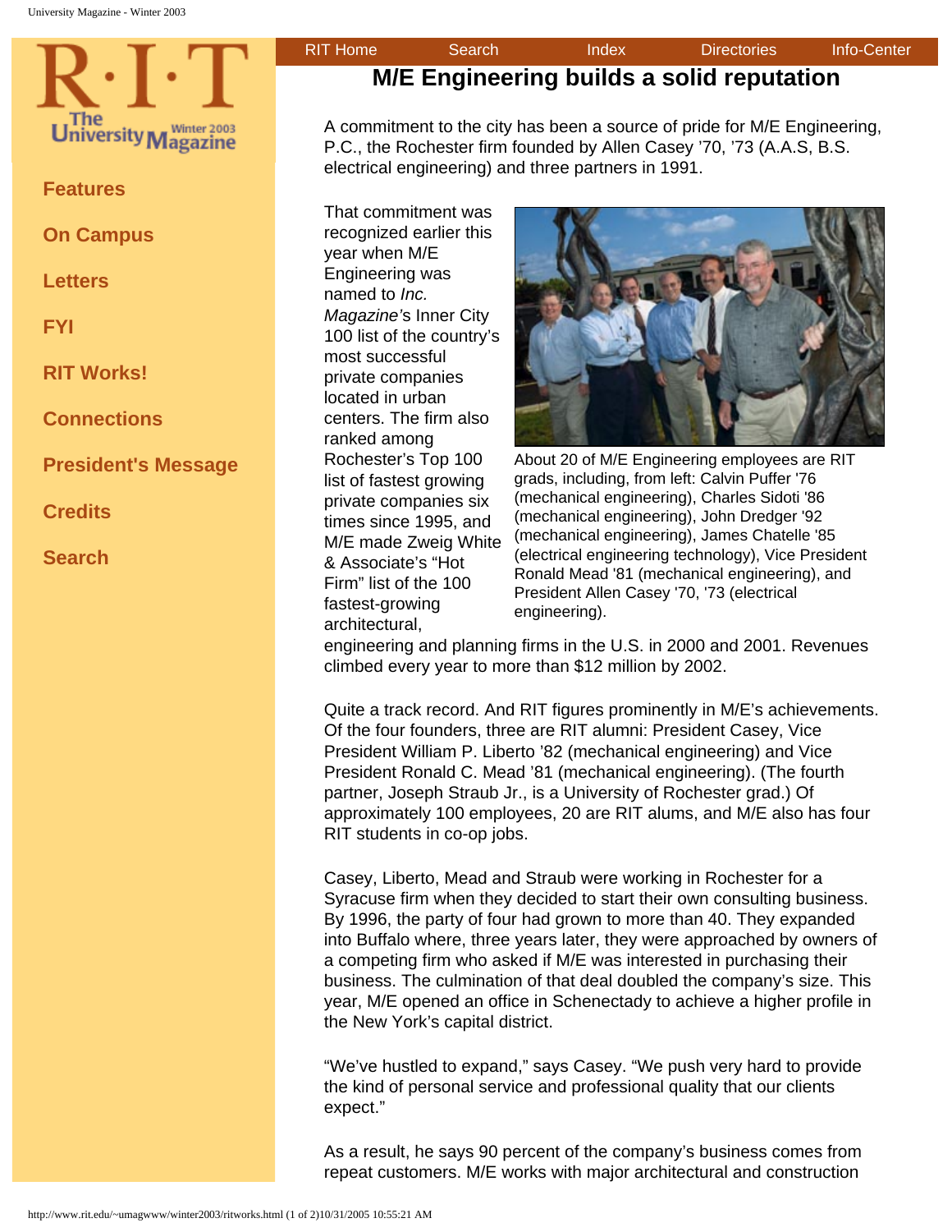# M/E Engineering builds a solid reputation

A commitment to the city has been a source of pride for M/E Engineering, P.C., the Rochester firm founded by Allen Casey '70, '73 (A.A.S, B.S. electrical engineering) and three partners in 1991.

That commitment was recognized earlier this year when M/E Engineering was named to *Inc. Magazine*'s Inner City 100 list of the country's most successful private companies located in urban centers. The firm also ranked among Rochester's Top 100 list of fastest growing private companies six times since 1995, and M/E made Zweig White & Associate's "Hot Firm" list of the 100 fastest-growing architectural, engineering and planning firms in the U.S. in 2000 and 2001. Revenues climbed every year to more than $12 million by 2002.

About 20 of M/E Engineering employees are RIT grads, including, from left: Calvin Puffer '76 (mechanical engineering), Charles Sidoti '86 (mechanical engineering), John Dredger '92 (mechanical engineering), James Chatelle '85 (electrical engineering technology), Vice President Ronald Mead '81 (mechanical engineering), and President Allen Casey '70, '73 (electrical engineering).

Quite a track record. And RIT figures prominently in M/E's achievements. Of the four founders, three are RIT alumni: President Casey, Vice President William P. Liberto '82 (mechanical engineering) and Vice President Ronald C. Mead '81 (mechanical engineering). (The fourth partner, Joseph Straub Jr., is a University of Rochester grad.) Of approximately 100 employees, 20 are RIT alums, and M/E also has four RIT students in co-op jobs.

Casey, Liberto, Mead and Straub were working in Rochester for a Syracuse firm when they decided to start their own consulting business. By 1996, the party of four had grown to more than 40. They expanded into Buffalo where, three years later, they were approached by owners of a competing firm who asked if M/E was interested in purchasing their business. The culmination of that deal doubled the company's size. This year, M/E opened an office in Schenectady to achieve a higher profile in the New York's capital district.

"We've hustled to expand," says Casey. "We push very hard to provide the kind of personal service and professional quality that our clients expect."

As a result, he says 90 percent of the company's business comes from repeat customers. M/E works with major architectural and construction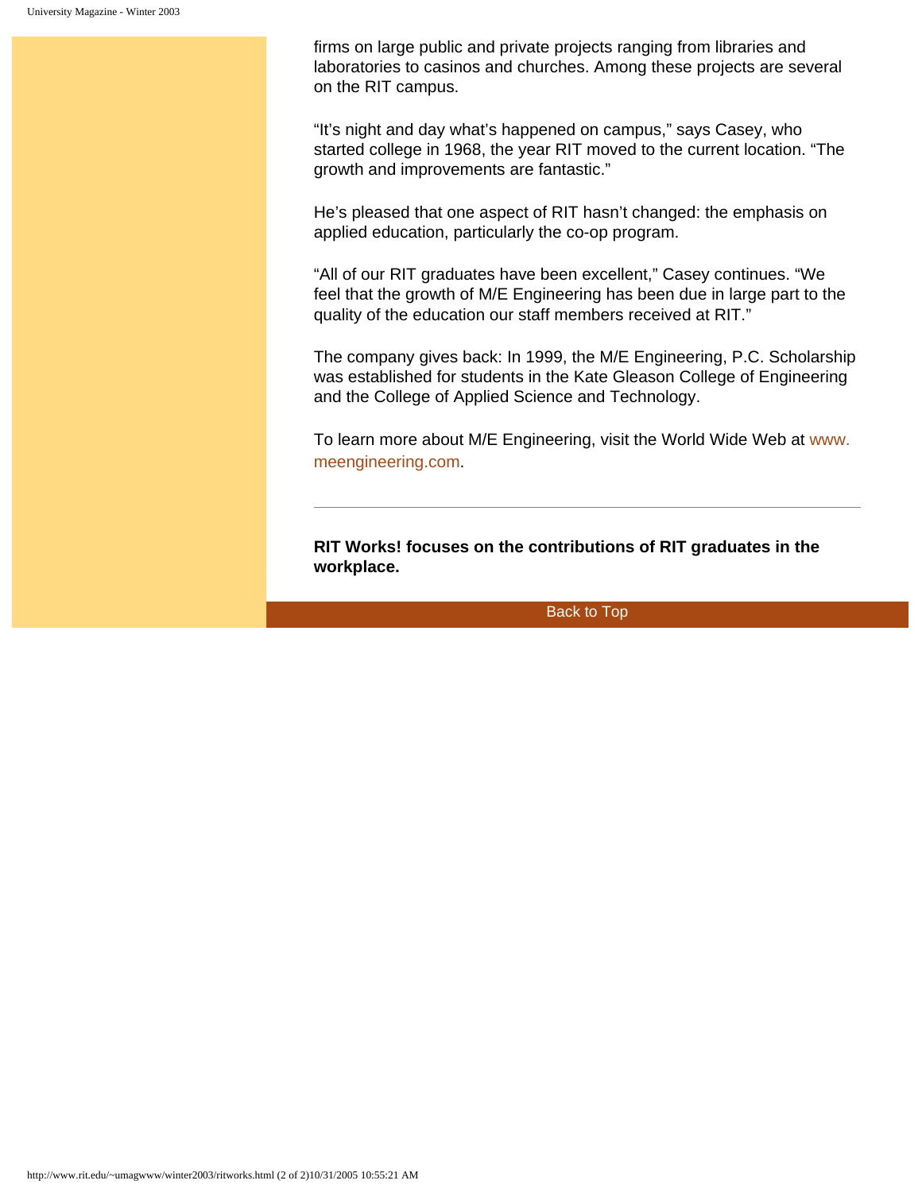firms on large public and private projects ranging from libraries and laboratories to casinos and churches. Among these projects are several on the RIT campus.

“It’s night and day what’s happened on campus,” says Casey, who started college in 1968, the year RIT moved to the current location. “The growth and improvements are fantastic.”

He’s pleased that one aspect of RIT hasn’t changed: the emphasis on applied education, particularly the co-op program.

“All of our RIT graduates have been excellent,” Casey continues. “We feel that the growth of M/E Engineering has been due in large part to the quality of the education our staff members received at RIT.”

The company gives back: In 1999, the M/E Engineering, P.C. Scholarship was established for students in the Kate Gleason College of Engineering and the College of Applied Science and Technology.

To learn more about M/E Engineering, visit the World Wide Web at www.meengineering.com.

---

**RIT Works! focuses on the contributions of RIT graduates in the workplace.**

Back to Top